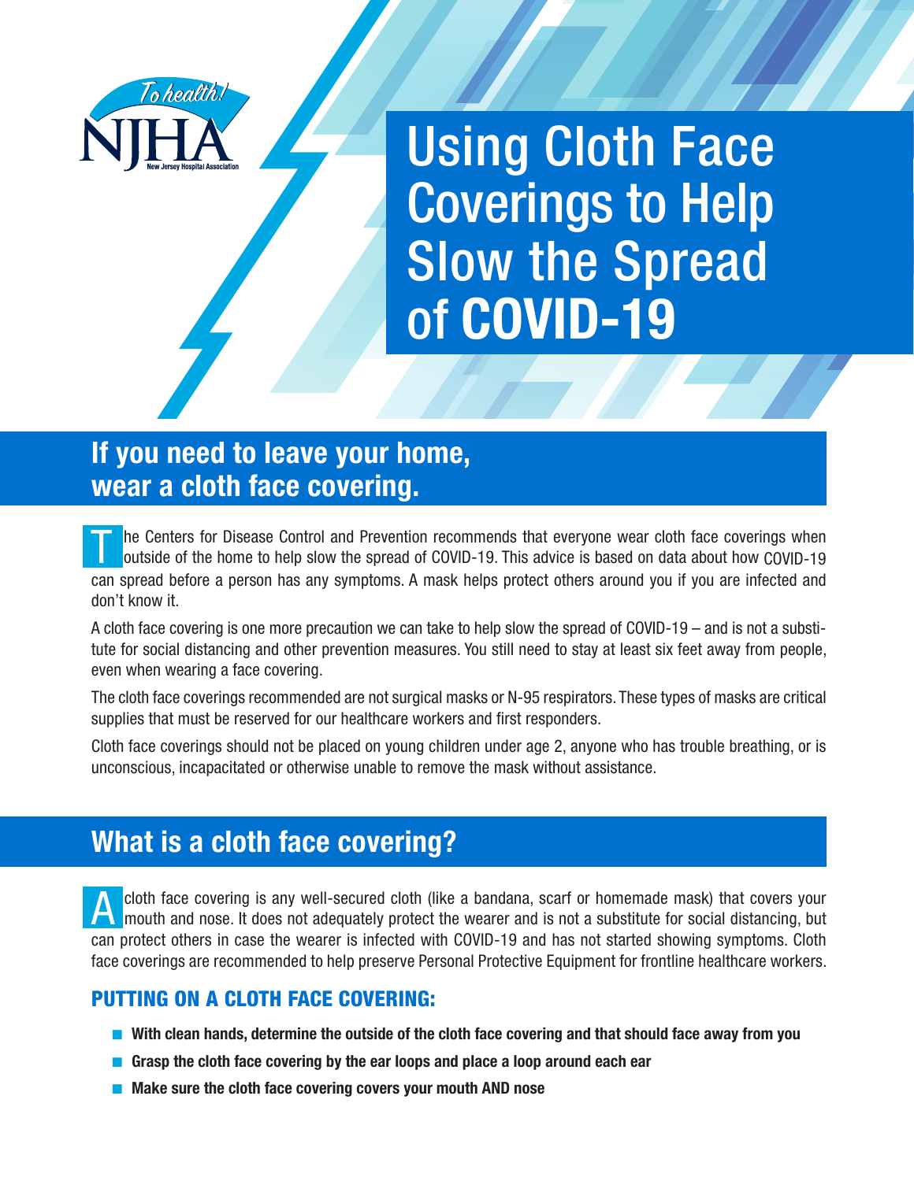To health!

NJHA

New Jersey Hospital Association

# Using Cloth Face Coverings to Help Slow the Spread of **COVID-19**

## If you need to leave your home, wear a cloth face covering.

The Centers for Disease Control and Prevention recommends that everyone wear cloth face coverings when outside of the home to help slow the spread of COVID-19. This advice is based on data about how COVID-19 can spread before a person has any symptoms. A mask helps protect others around you if you are infected and don't know it.

A cloth face covering is one more precaution we can take to help slow the spread of COVID-19 – and is not a substitute for social distancing and other prevention measures. You still need to stay at least six feet away from people, even when wearing a face covering.

The cloth face coverings recommended are not surgical masks or N-95 respirators. These types of masks are critical supplies that must be reserved for our healthcare workers and first responders.

Cloth face coverings should not be placed on young children under age 2, anyone who has trouble breathing, or is unconscious, incapacitated or otherwise unable to remove the mask without assistance.

## What is a cloth face covering?

A cloth face covering is any well-secured cloth (like a bandana, scarf or homemade mask) that covers your mouth and nose. It does not adequately protect the wearer and is not a substitute for social distancing, but can protect others in case the wearer is infected with COVID-19 and has not started showing symptoms. Cloth face coverings are recommended to help preserve Personal Protective Equipment for frontline healthcare workers.

### PUTTING ON A CLOTH FACE COVERING:

- **With clean hands, determine the outside of the cloth face covering and that should face away from you**
- **Grasp the cloth face covering by the ear loops and place a loop around each ear**
- **Make sure the cloth face covering covers your mouth AND nose**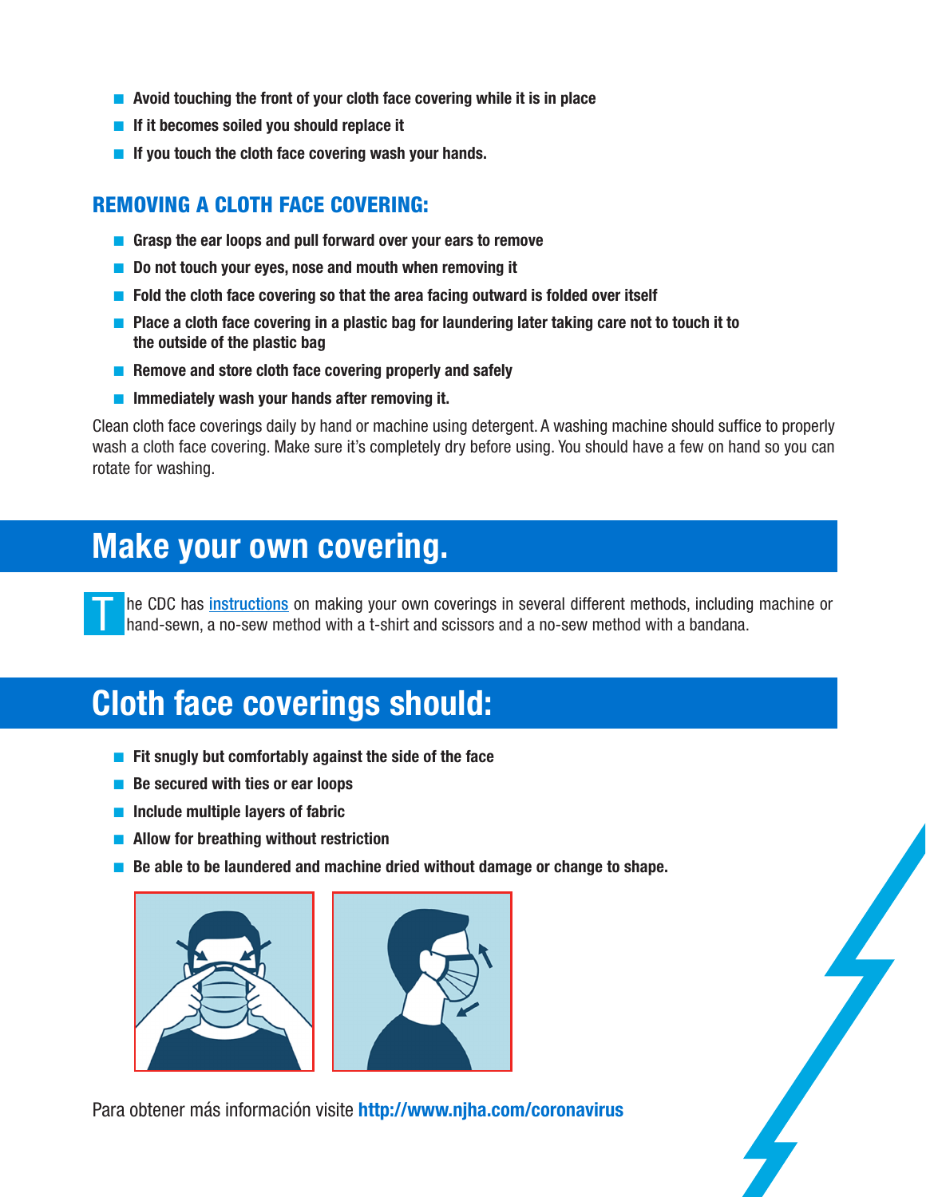- Avoid touching the front of your cloth face covering while it is in place
- If it becomes soiled you should replace it
- If you touch the cloth face covering wash your hands.

### REMOVING A CLOTH FACE COVERING:

- Grasp the ear loops and pull forward over your ears to remove
- Do not touch your eyes, nose and mouth when removing it
- Fold the cloth face covering so that the area facing outward is folded over itself
- Place a cloth face covering in a plastic bag for laundering later taking care not to touch it to the outside of the plastic bag
- Remove and store cloth face covering properly and safely
- Immediately wash your hands after removing it.

Clean cloth face coverings daily by hand or machine using detergent. A washing machine should suffice to properly wash a cloth face covering. Make sure it's completely dry before using. You should have a few on hand so you can rotate for washing.

## Make your own covering.

The CDC has instructions on making your own coverings in several different methods, including machine or hand-sewn, a no-sew method with a t-shirt and scissors and a no-sew method with a bandana.

## Cloth face coverings should:

- Fit snugly but comfortably against the side of the face
- Be secured with ties or ear loops
- Include multiple layers of fabric
- Allow for breathing without restriction
- Be able to be laundered and machine dried without damage or change to shape.

Para obtener más información visite **http://www.njha.com/coronavirus**